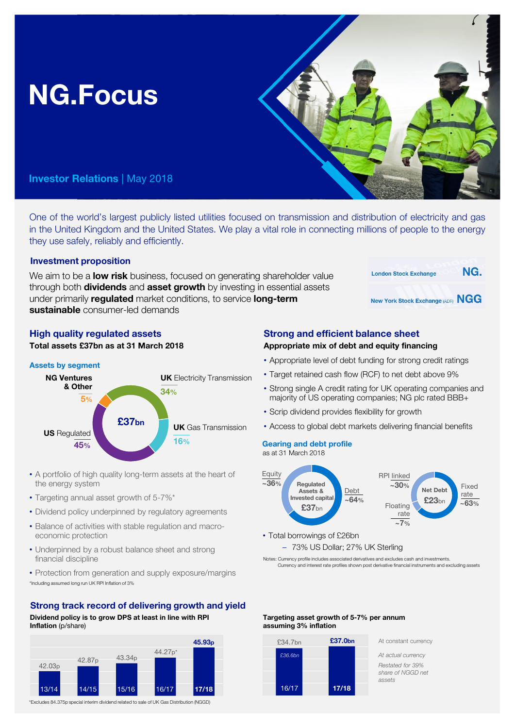# NG.Focus

**Investor Relations** | May 2018

One of the world's largest publicly listed utilities focused on transmission and distribution of electricity and gas in the United Kingdom and the United States. We play a vital role in connecting millions of people to the energy they use safely, reliably and efficiently.

## Investment proposition

We aim to be a **low risk** business, focused on generating shareholder value through both **dividends** and **asset growth** by investing in essential assets under primarily **regulated** market conditions, to service **long-term sustainable** consumer-led demands

London Stock Exchange **NG.**

New York Stock Exchange (ADR) **NGG**

## High quality regulated assets

**Total assets £37bn as at 31 March 2018**

### Assets by segment

£37bn

- **UK** Electricity Transmission 34%
- **UK** Gas Transmission 16%
- **US** Regulated 45%
- NG Ventures & Other 5%

- A portfolio of high quality long-term assets at the heart of the energy system
- Targeting annual asset growth of 5-7%*
- Dividend policy underpinned by regulatory agreements
- Balance of activities with stable regulation and macro-economic protection
- Underpinned by a robust balance sheet and strong financial discipline
- Protection from generation and supply exposure/margins

*Including assumed long run UK RPI Inflation of 3%

## Strong and efficient balance sheet

**Appropriate mix of debt and equity financing**

- Appropriate level of debt funding for strong credit ratings
- Target retained cash flow (RCF) to net debt above 9%
- Strong single A credit rating for UK operating companies and majority of US operating companies; NG plc rated BBB+
- Scrip dividend provides flexibility for growth
- Access to global debt markets delivering financial benefits

### Gearing and debt profile

as at 31 March 2018

Regulated Assets & Invested capital £37bn: Equity ~36%; Debt ~64%

Net Debt £23bn: RPI linked ~30%; Fixed rate ~63%; Floating rate ~7%

- Total borrowings of £26bn
  - 73% US Dollar; 27% UK Sterling

Notes: Currency profile includes associated derivatives and excludes cash and investments. Currency and interest rate profiles shown post derivative financial instruments and excluding assets

## Strong track record of delivering growth and yield

**Dividend policy is to grow DPS at least in line with RPI Inflation** (p/share)

| 13/14 | 14/15 | 15/16 | 16/17 | 17/18 |
|---|---|---|---|---|
| 42.03p | 42.87p | 43.34p | 44.27p* | **45.93p** |

*Excludes 84.375p special interim dividend related to sale of UK Gas Distribution (NGGD)

**Targeting asset growth of 5-7% per annum assuming 3% inflation**

| | 16/17 | 17/18 |
|---|---|---|
| At constant currency | £34.7bn | **£37.0bn** |
| *At actual currency* | *£36.6bn* | |

*Restated for 39% share of NGGD net assets*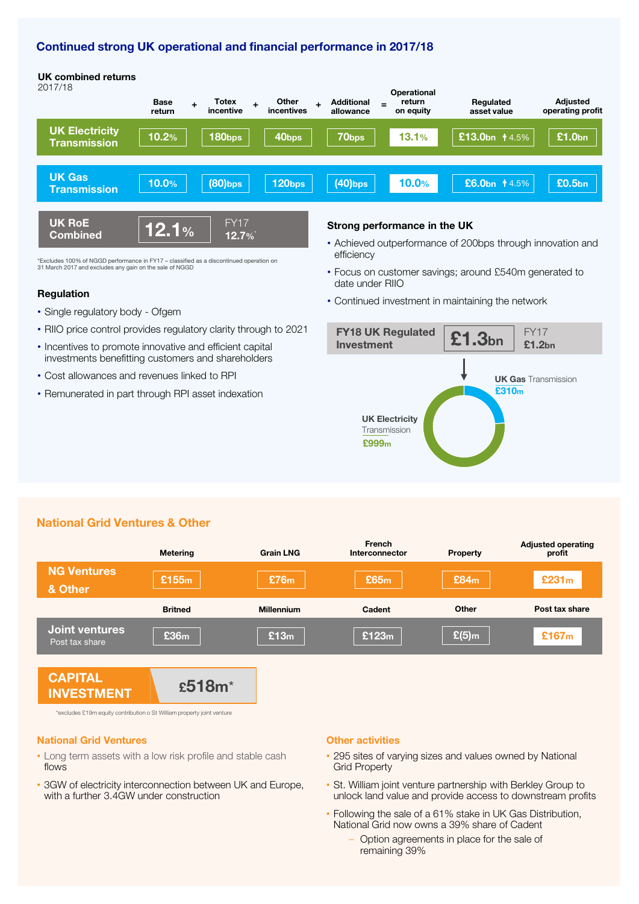## Continued strong UK operational and financial performance in 2017/18

**UK combined returns**
2017/18

| | Base return | + | Totex incentive | + | Other incentives | + | Additional allowance | = | Operational return on equity | Regulated asset value | Adjusted operating profit |
|---|---|---|---|---|---|---|---|---|---|---|---|
| **UK Electricity Transmission** | 10.2% | | 180bps | | 40bps | | 70bps | | 13.1% | £13.0bn ↑4.5% | £1.0bn |
| **UK Gas Transmission** | 10.0% | | (80)bps | | 120bps | | (40)bps | | 10.0% | £6.0bn ↑4.5% | £0.5bn |

**UK RoE Combined** 12.1% — FY17 12.7%*

*Excludes 100% of NGGD performance in FY17 – classified as a discontinued operation on 31 March 2017 and excludes any gain on the sale of NGGD

### Regulation

- Single regulatory body - Ofgem
- RIIO price control provides regulatory clarity through to 2021
- Incentives to promote innovative and efficient capital investments benefitting customers and shareholders
- Cost allowances and revenues linked to RPI
- Remunerated in part through RPI asset indexation

### Strong performance in the UK

- Achieved outperformance of 200bps through innovation and efficiency
- Focus on customer savings; around £540m generated to date under RIIO
- Continued investment in maintaining the network

**FY18 UK Regulated Investment** £1.3bn — FY17 £1.2bn

- UK Gas Transmission £310m
- UK Electricity Transmission £999m

## National Grid Ventures & Other

| | Metering | Grain LNG | French Interconnector | Property | Adjusted operating profit |
|---|---|---|---|---|---|
| **NG Ventures & Other** | £155m | £76m | £65m | £84m | £231m |

| | Britned | Millennium | Cadent | Other | Post tax share |
|---|---|---|---|---|---|
| **Joint ventures** Post tax share | £36m | £13m | £123m | £(5)m | £167m |

**CAPITAL INVESTMENT** £518m*

*excludes £19m equity contribution o St William property joint venture

### National Grid Ventures

- Long term assets with a low risk profile and stable cash flows
- 3GW of electricity interconnection between UK and Europe, with a further 3.4GW under construction

### Other activities

- 295 sites of varying sizes and values owned by National Grid Property
- St. William joint venture partnership with Berkley Group to unlock land value and provide access to downstream profits
- Following the sale of a 61% stake in UK Gas Distribution, National Grid now owns a 39% share of Cadent
  - Option agreements in place for the sale of remaining 39%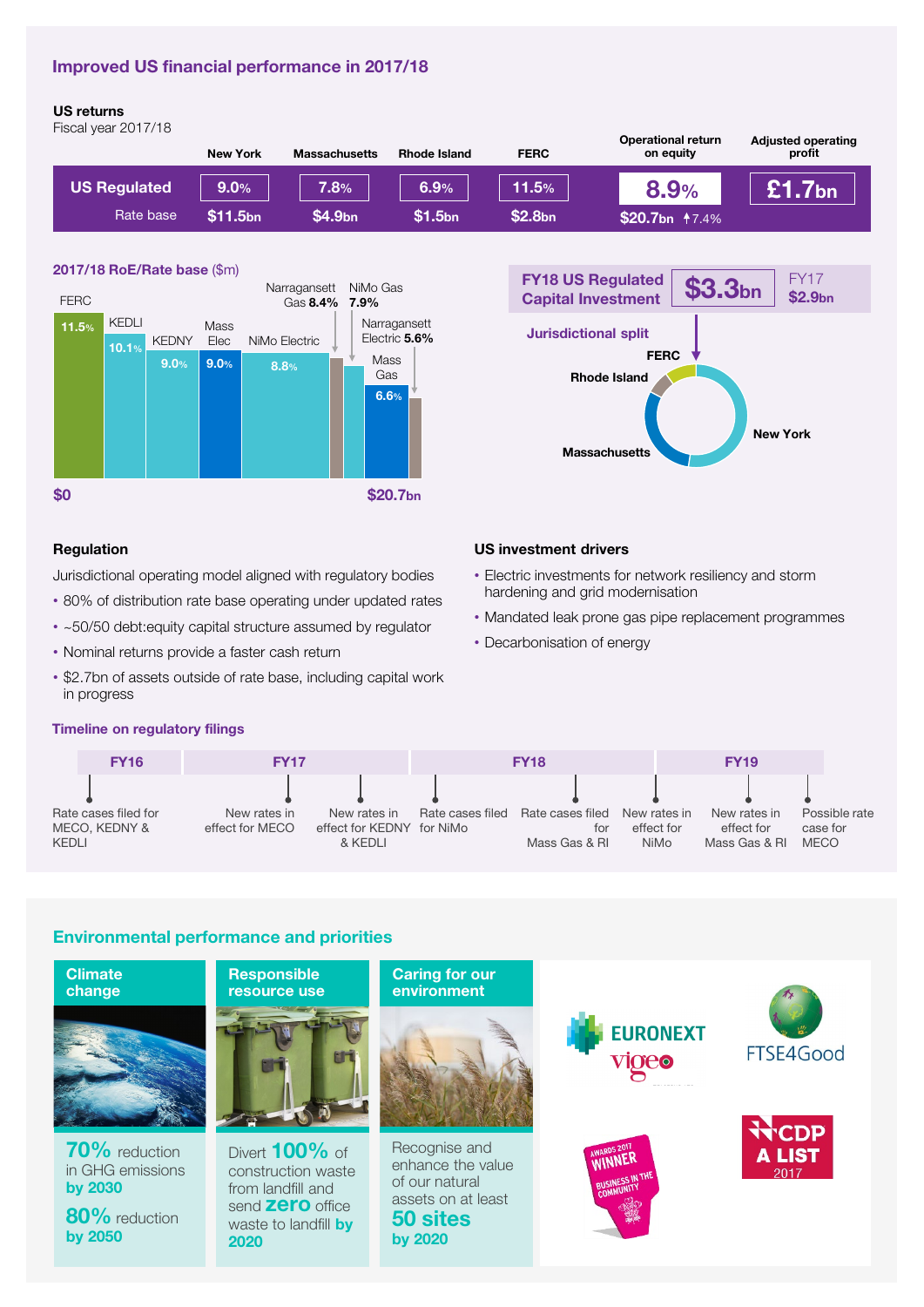## Improved US financial performance in 2017/18

### US returns

Fiscal year 2017/18

| | New York | Massachusetts | Rhode Island | FERC | Operational return on equity | Adjusted operating profit |
|---|---|---|---|---|---|---|
| US Regulated | 9.0% | 7.8% | 6.9% | 11.5% | 8.9% | £1.7bn |
| Rate base | $11.5bn | $4.9bn | $1.5bn | $2.8bn | $20.7bn ↑7.4% | |

### 2017/18 RoE/Rate base ($m)

| | RoE |
|---|---|
| FERC | 11.5% |
| KEDLI | 10.1% |
| KEDNY | 9.0% |
| Mass Elec | 9.0% |
| NiMo Electric | 8.8% |
| Narragansett Gas | 8.4% |
| NiMo Gas | 7.9% |
| Mass Gas | 6.6% |
| Narragansett Electric | 5.6% |

$0 – $20.7bn

**FY18 US Regulated Capital Investment** $3.3bn (FY17 $2.9bn)

Jurisdictional split: FERC, Rhode Island, Massachusetts, New York

### Regulation

Jurisdictional operating model aligned with regulatory bodies

- 80% of distribution rate base operating under updated rates
- ~50/50 debt:equity capital structure assumed by regulator
- Nominal returns provide a faster cash return
- $2.7bn of assets outside of rate base, including capital work in progress

### US investment drivers

- Electric investments for network resiliency and storm hardening and grid modernisation
- Mandated leak prone gas pipe replacement programmes
- Decarbonisation of energy

### Timeline on regulatory filings

- **FY16:** Rate cases filed for MECO, KEDNY & KEDLI
- **FY17:** New rates in effect for MECO; New rates in effect for KEDNY & KEDLI
- **FY18:** Rate cases filed for NiMo; Rate cases filed for Mass Gas & RI
- **FY19:** New rates in effect for NiMo; New rates in effect for Mass Gas & RI; Possible rate case for MECO

## Environmental performance and priorities

**Climate change**

**70%** reduction in GHG emissions **by 2030**

**80%** reduction **by 2050**

**Responsible resource use**

Divert **100%** of construction waste from landfill and send **zero** office waste to landfill **by 2020**

**Caring for our environment**

Recognise and enhance the value of our natural assets on at least **50 sites by 2020**

EURONEXT vigeo | FTSE4Good | Awards 2017 Winner Business in the Community | CDP A List 2017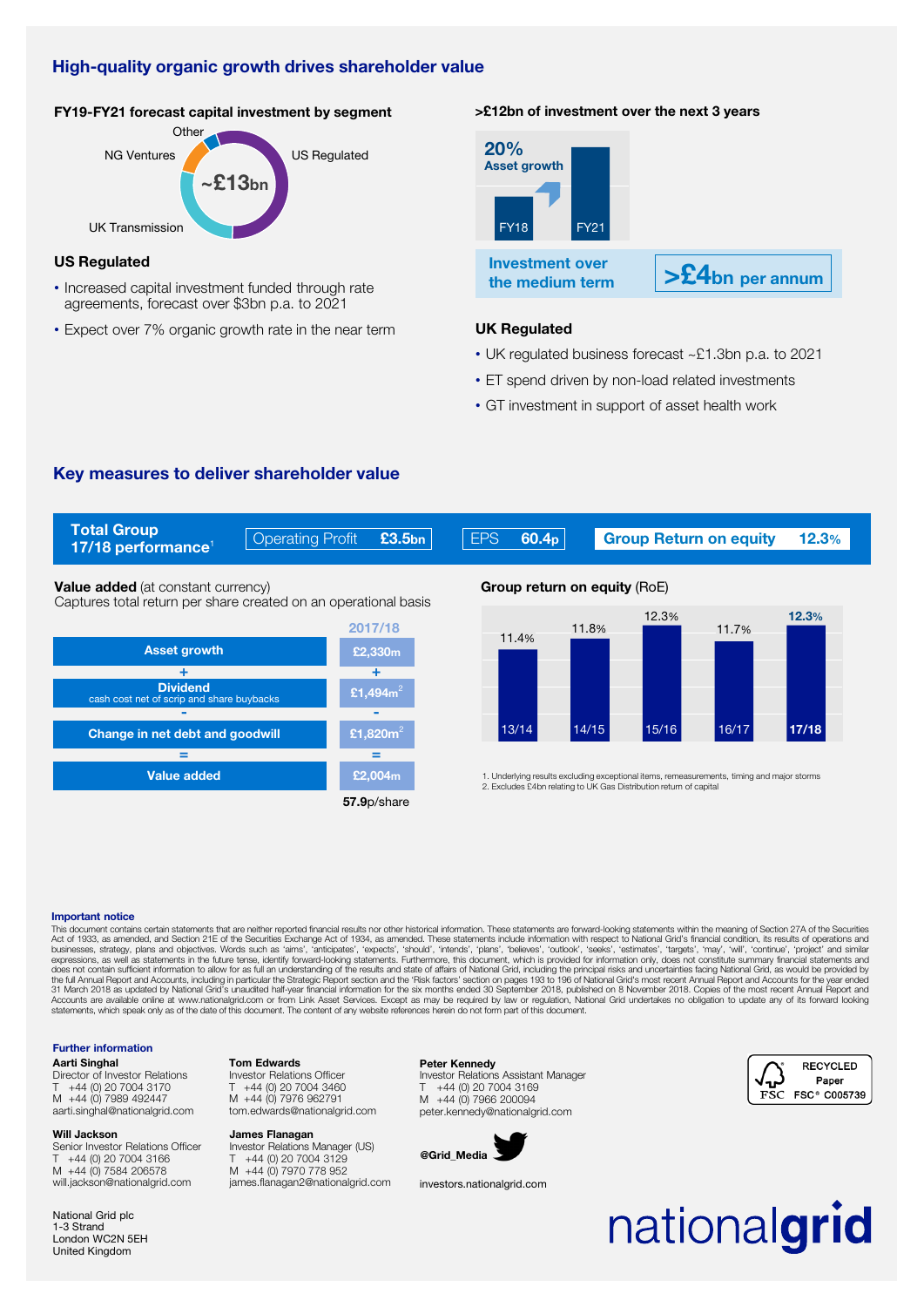## High-quality organic growth drives shareholder value

### FY19-FY21 forecast capital investment by segment

Other
NG Ventures
US Regulated
~£13bn
UK Transmission

### US Regulated

- Increased capital investment funded through rate agreements, forecast over $3bn p.a. to 2021
- Expect over 7% organic growth rate in the near term

### >£12bn of investment over the next 3 years

20%
Asset growth
FY18
FY21

Investment over the medium term | >£4bn per annum

### UK Regulated

- UK regulated business forecast ~£1.3bn p.a. to 2021
- ET spend driven by non-load related investments
- GT investment in support of asset health work

## Key measures to deliver shareholder value

**Total Group 17/18 performance**[1] | Operating Profit **£3.5bn** | EPS **60.4p** | **Group Return on equity 12.3%**

**Value added** (at constant currency)
Captures total return per share created on an operational basis

| | 2017/18 |
|---|---|
| Asset growth | £2,330m |
| + | + |
| Dividend (cash cost net of scrip and share buybacks) | £1,494m[2] |
| - | - |
| Change in net debt and goodwill | £1,820m[2] |
| = | = |
| Value added | £2,004m |
| | 57.9p/share |

**Group return on equity** (RoE)

11.4% 13/14
11.8% 14/15
12.3% 15/16
11.7% 16/17
12.3% 17/18

1. Underlying results excluding exceptional items, remeasurements, timing and major storms
2. Excludes £4bn relating to UK Gas Distribution return of capital

**Important notice**

This document contains certain statements that are neither reported financial results nor other historical information. These statements are forward-looking statements within the meaning of Section 27A of the Securities Act of 1933, as amended, and Section 21E of the Securities Exchange Act of 1934, as amended. These statements include information with respect to National Grid's financial condition, its results of operations and businesses, strategy, plans and objectives. Words such as 'aims', 'anticipates', 'expects', 'should', 'intends', 'plans', 'believes', 'outlook', 'seeks', 'estimates', 'targets', 'may', 'will', 'continue', 'project' and similar expressions, as well as statements in the future tense, identify forward-looking statements. Furthermore, this document, which is provided for information only, does not constitute summary financial statements and does not contain sufficient information to allow for as full an understanding of the results and state of affairs of National Grid, including the principal risks and uncertainties facing National Grid, as would be provided by the full Annual Report and Accounts, including in particular the Strategic Report section and the 'Risk factors' section on pages 193 to 196 of National Grid's most recent Annual Report and Accounts for the year ended 31 March 2018 as updated by National Grid's unaudited half-year financial information for the six months ended 30 September 2018, published on 8 November 2018. Copies of the most recent Annual Report and Accounts are available online at www.nationalgrid.com or from Link Asset Services. Except as may be required by law or regulation, National Grid undertakes no obligation to update any of its forward looking statements, which speak only as of the date of this document. The content of any website references herein do not form part of this document.

**Further information**

**Aarti Singhal**
Director of Investor Relations
T +44 (0) 20 7004 3170
M +44 (0) 7989 492447
aarti.singhal@nationalgrid.com

**Will Jackson**
Senior Investor Relations Officer
T +44 (0) 20 7004 3166
M +44 (0) 7584 206578
will.jackson@nationalgrid.com

**Tom Edwards**
Investor Relations Officer
T +44 (0) 20 7004 3460
M +44 (0) 7976 962791
tom.edwards@nationalgrid.com

**James Flanagan**
Investor Relations Manager (US)
T +44 (0) 20 7004 3129
M +44 (0) 7970 778 952
james.flanagan2@nationalgrid.com

**Peter Kennedy**
Investor Relations Assistant Manager
T +44 (0) 20 7004 3169
M +44 (0) 7966 200094
peter.kennedy@nationalgrid.com

@Grid_Media

investors.nationalgrid.com

National Grid plc
1-3 Strand
London WC2N 5EH
United Kingdom

RECYCLED Paper FSC® C005739

nationalgrid